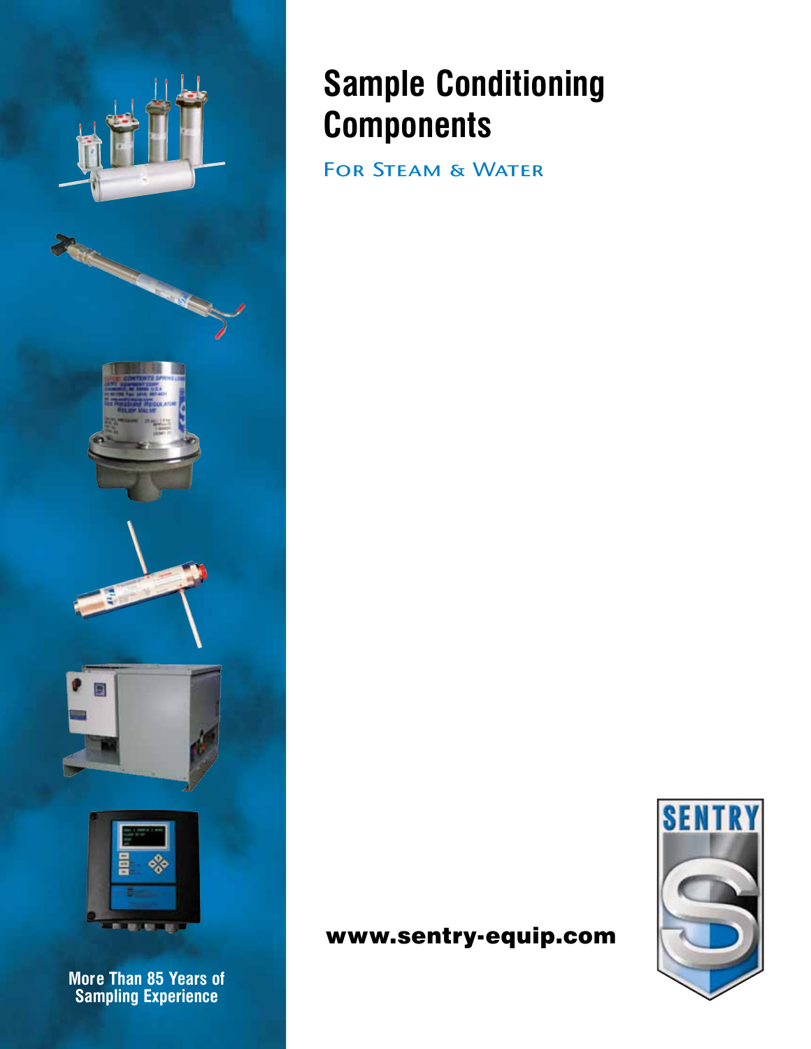# Sample Conditioning Components

## For Steam & Water

More Than 85 Years of Sampling Experience

**www.sentry-equip.com**

SENTRY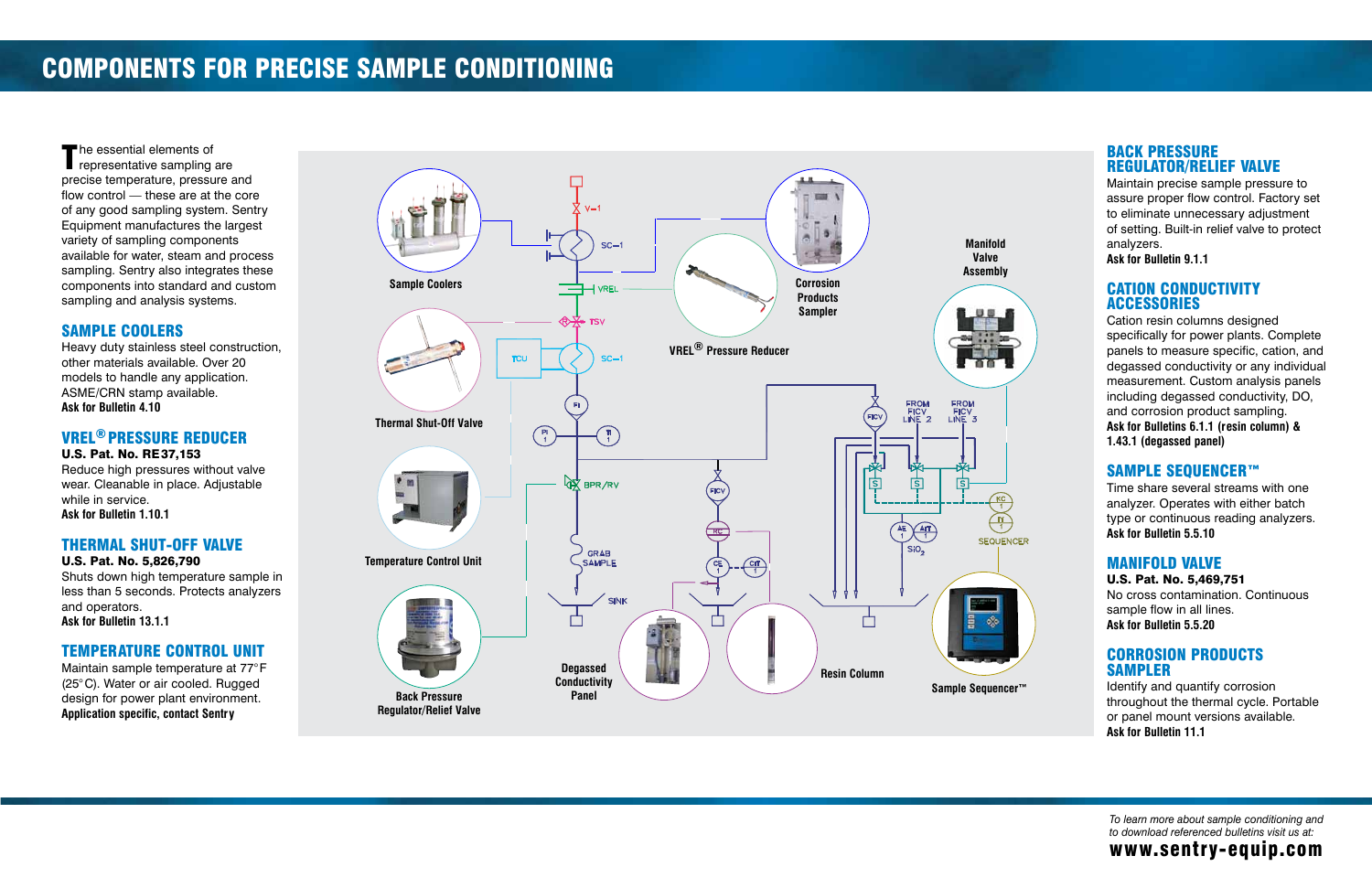# COMPONENTS FOR PRECISE SAMPLE CONDITIONING

The essential elements of representative sampling are precise temperature, pressure and flow control — these are at the core of any good sampling system. Sentry Equipment manufactures the largest variety of sampling components available for water, steam and process sampling. Sentry also integrates these components into standard and custom sampling and analysis systems.

## SAMPLE COOLERS

Heavy duty stainless steel construction, other materials available. Over 20 models to handle any application. ASME/CRN stamp available.
**Ask for Bulletin 4.10**

## VREL® PRESSURE REDUCER

**U.S. Pat. No. RE37,153**
Reduce high pressures without valve wear. Cleanable in place. Adjustable while in service.
**Ask for Bulletin 1.10.1**

## THERMAL SHUT-OFF VALVE

**U.S. Pat. No. 5,826,790**
Shuts down high temperature sample in less than 5 seconds. Protects analyzers and operators.
**Ask for Bulletin 13.1.1**

## TEMPERATURE CONTROL UNIT

Maintain sample temperature at 77°F (25°C). Water or air cooled. Rugged design for power plant environment.
**Application specific, contact Sentry**

Sample Coolers

Thermal Shut-Off Valve

Temperature Control Unit

Back Pressure Regulator/Relief Valve

VREL® Pressure Reducer

Corrosion Products Sampler

Degassed Conductivity Panel

Resin Column

Manifold Valve Assembly

Sample Sequencer™

## BACK PRESSURE REGULATOR/RELIEF VALVE

Maintain precise sample pressure to assure proper flow control. Factory set to eliminate unnecessary adjustment of setting. Built-in relief valve to protect analyzers.
**Ask for Bulletin 9.1.1**

## CATION CONDUCTIVITY ACCESSORIES

Cation resin columns designed specifically for power plants. Complete panels to measure specific, cation, and degassed conductivity or any individual measurement. Custom analysis panels including degassed conductivity, DO, and corrosion product sampling.
**Ask for Bulletins 6.1.1 (resin column) & 1.43.1 (degassed panel)**

## SAMPLE SEQUENCER™

Time share several streams with one analyzer. Operates with either batch type or continuous reading analyzers.
**Ask for Bulletin 5.5.10**

## MANIFOLD VALVE

**U.S. Pat. No. 5,469,751**
No cross contamination. Continuous sample flow in all lines.
**Ask for Bulletin 5.5.20**

## CORROSION PRODUCTS SAMPLER

Identify and quantify corrosion throughout the thermal cycle. Portable or panel mount versions available.
**Ask for Bulletin 11.1**

*To learn more about sample conditioning and to download referenced bulletins visit us at:*
**www.sentry-equip.com**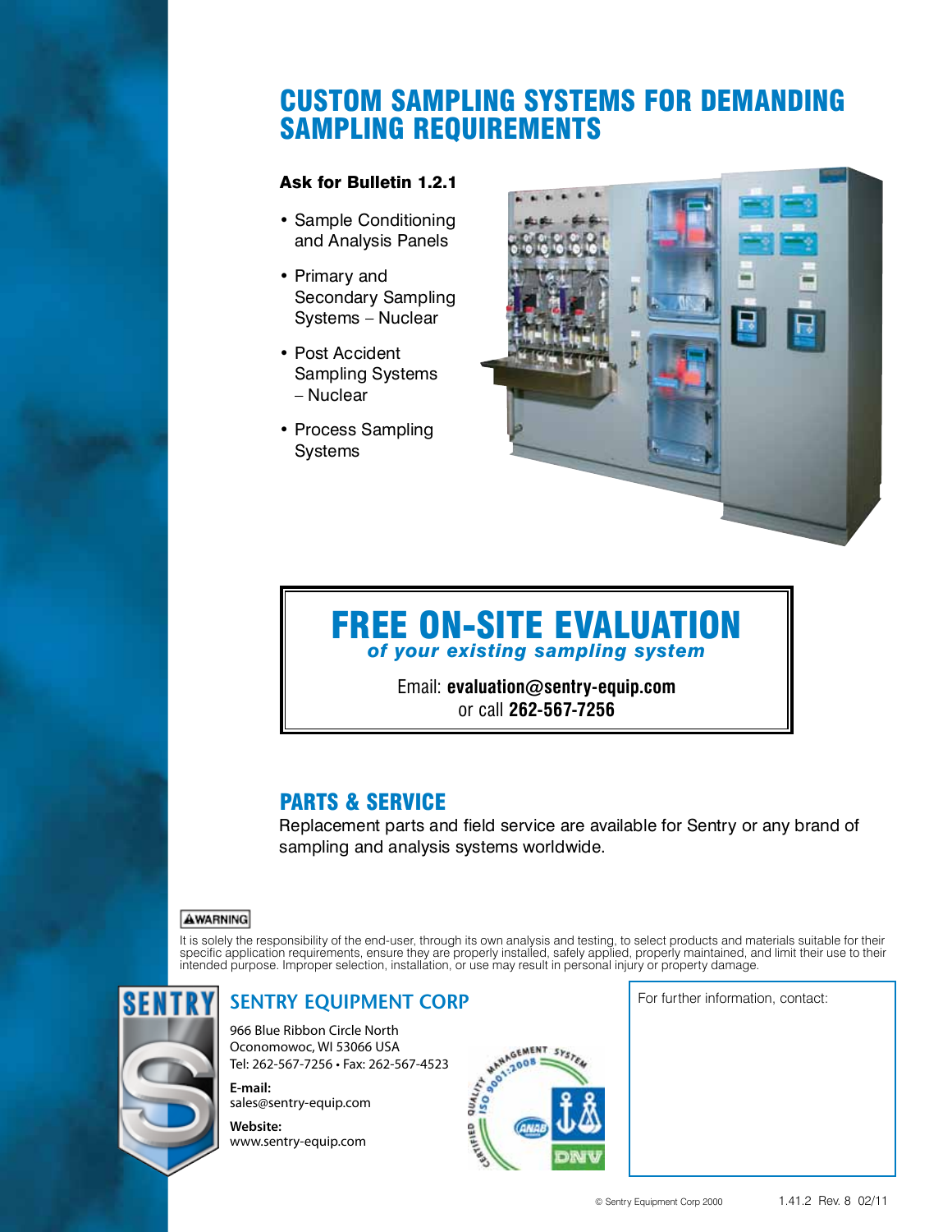# CUSTOM SAMPLING SYSTEMS FOR DEMANDING SAMPLING REQUIREMENTS

**Ask for Bulletin 1.2.1**

- Sample Conditioning and Analysis Panels
- Primary and Secondary Sampling Systems – Nuclear
- Post Accident Sampling Systems – Nuclear
- Process Sampling Systems

## FREE ON-SITE EVALUATION

***of your existing sampling system***

Email: **evaluation@sentry-equip.com**
or call **262-567-7256**

## PARTS & SERVICE

Replacement parts and field service are available for Sentry or any brand of sampling and analysis systems worldwide.

**⚠WARNING**

It is solely the responsibility of the end-user, through its own analysis and testing, to select products and materials suitable for their specific application requirements, ensure they are properly installed, safely applied, properly maintained, and limit their use to their intended purpose. Improper selection, installation, or use may result in personal injury or property damage.

## SENTRY EQUIPMENT CORP

966 Blue Ribbon Circle North
Oconomowoc, WI 53066 USA
Tel: 262-567-7256 • Fax: 262-567-4523

**E-mail:**
sales@sentry-equip.com

**Website:**
www.sentry-equip.com

For further information, contact:

© Sentry Equipment Corp 2000

1.41.2 Rev. 8 02/11